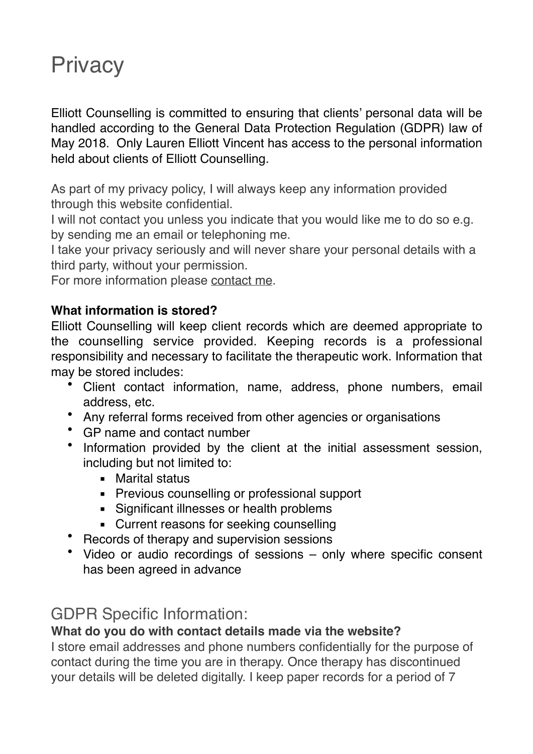# Privacy

Elliott Counselling is committed to ensuring that clients' personal data will be handled according to the General Data Protection Regulation (GDPR) law of May 2018. Only Lauren Elliott Vincent has access to the personal information held about clients of Elliott Counselling.

As part of my privacy policy, I will always keep any information provided through this website confidential.
I will not contact you unless you indicate that you would like me to do so e.g. by sending me an email or telephoning me.
I take your privacy seriously and will never share your personal details with a third party, without your permission.
For more information please contact me.

**What information is stored?**
Elliott Counselling will keep client records which are deemed appropriate to the counselling service provided. Keeping records is a professional responsibility and necessary to facilitate the therapeutic work. Information that may be stored includes:

- Client contact information, name, address, phone numbers, email address, etc.
- Any referral forms received from other agencies or organisations
- GP name and contact number
- Information provided by the client at the initial assessment session, including but not limited to:
  - Marital status
  - Previous counselling or professional support
  - Significant illnesses or health problems
  - Current reasons for seeking counselling
- Records of therapy and supervision sessions
- Video or audio recordings of sessions – only where specific consent has been agreed in advance

## GDPR Specific Information:

**What do you do with contact details made via the website?**
I store email addresses and phone numbers confidentially for the purpose of contact during the time you are in therapy. Once therapy has discontinued your details will be deleted digitally. I keep paper records for a period of 7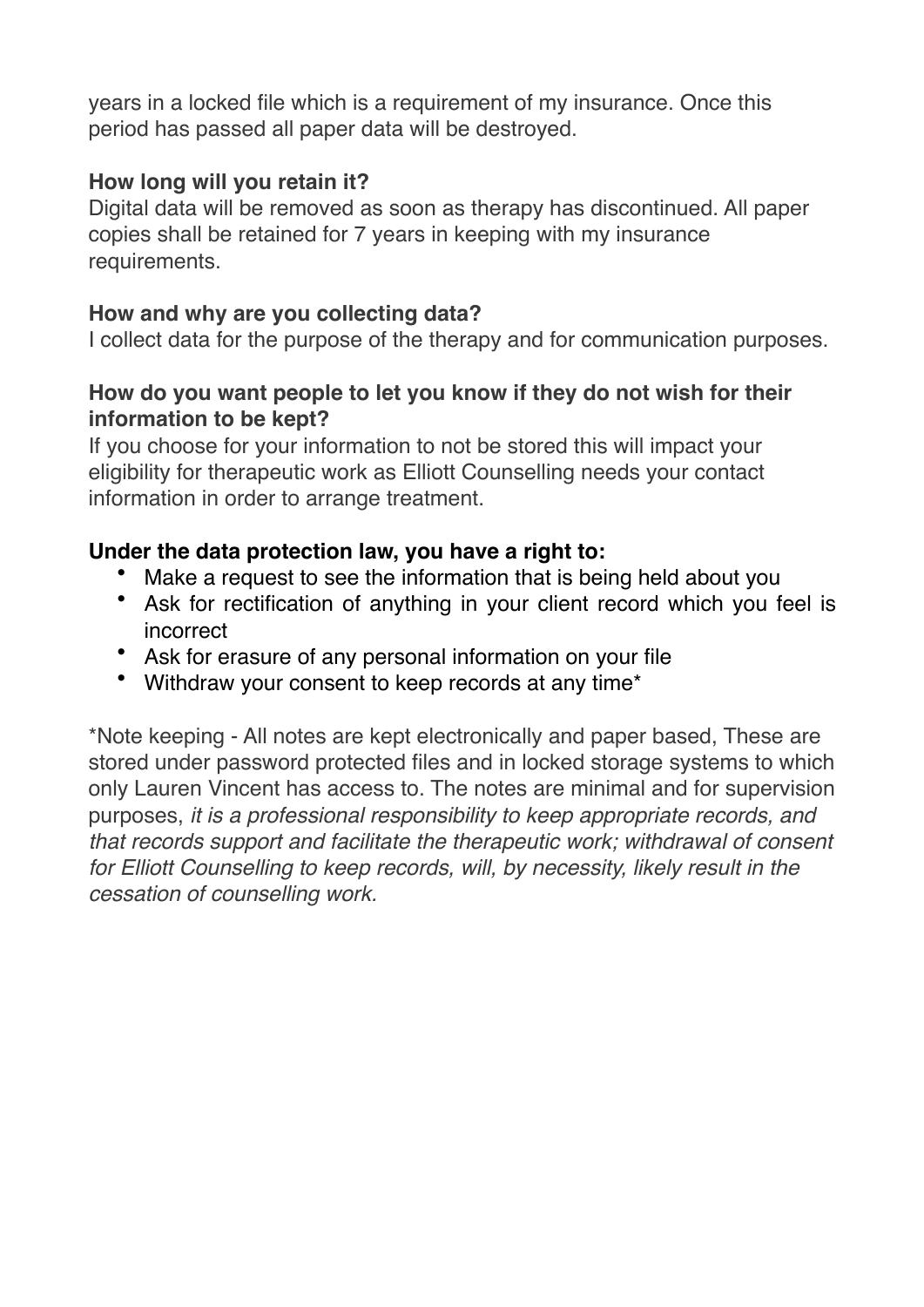years in a locked file which is a requirement of my insurance. Once this period has passed all paper data will be destroyed.

**How long will you retain it?**
Digital data will be removed as soon as therapy has discontinued. All paper copies shall be retained for 7 years in keeping with my insurance requirements.

**How and why are you collecting data?**
I collect data for the purpose of the therapy and for communication purposes.

**How do you want people to let you know if they do not wish for their information to be kept?**
If you choose for your information to not be stored this will impact your eligibility for therapeutic work as Elliott Counselling needs your contact information in order to arrange treatment.

**Under the data protection law, you have a right to:**

- Make a request to see the information that is being held about you
- Ask for rectification of anything in your client record which you feel is incorrect
- Ask for erasure of any personal information on your file
- Withdraw your consent to keep records at any time*

*Note keeping - All notes are kept electronically and paper based, These are stored under password protected files and in locked storage systems to which only Lauren Vincent has access to. The notes are minimal and for supervision purposes, *it is a professional responsibility to keep appropriate records, and that records support and facilitate the therapeutic work; withdrawal of consent for Elliott Counselling to keep records, will, by necessity, likely result in the cessation of counselling work.*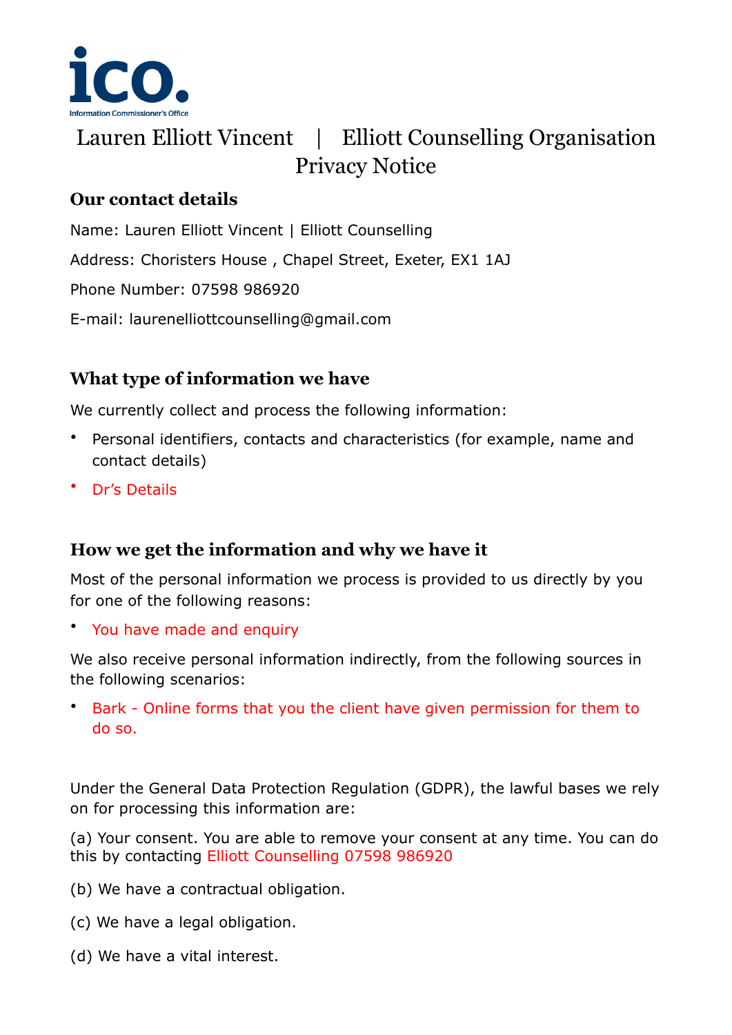Lauren Elliott Vincent | Elliott Counselling Organisation Privacy Notice

### Our contact details

Name: Lauren Elliott Vincent | Elliott Counselling

Address: Choristers House , Chapel Street, Exeter, EX1 1AJ

Phone Number: 07598 986920

E-mail: laurenelliottcounselling@gmail.com

### What type of information we have

We currently collect and process the following information:

- Personal identifiers, contacts and characteristics (for example, name and contact details)
- Dr's Details

### How we get the information and why we have it

Most of the personal information we process is provided to us directly by you for one of the following reasons:

- You have made and enquiry

We also receive personal information indirectly, from the following sources in the following scenarios:

- Bark - Online forms that you the client have given permission for them to do so.

Under the General Data Protection Regulation (GDPR), the lawful bases we rely on for processing this information are:

(a) Your consent. You are able to remove your consent at any time. You can do this by contacting Elliott Counselling 07598 986920

(b) We have a contractual obligation.

(c) We have a legal obligation.

(d) We have a vital interest.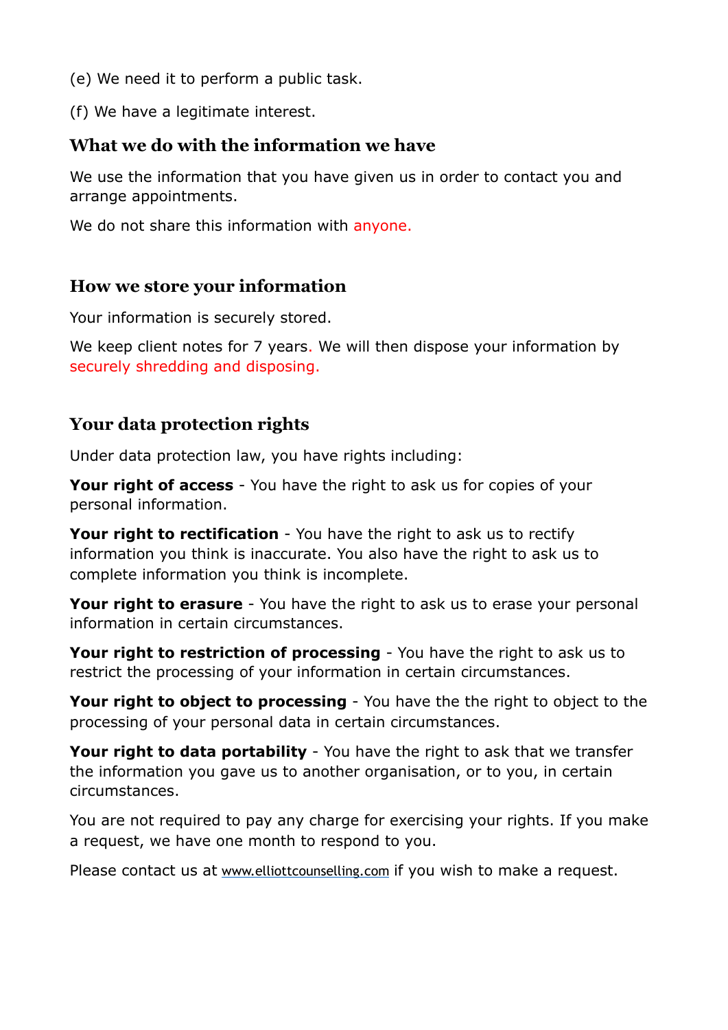(e) We need it to perform a public task.

(f) We have a legitimate interest.

## What we do with the information we have

We use the information that you have given us in order to contact you and arrange appointments.

We do not share this information with anyone.

## How we store your information

Your information is securely stored.

We keep client notes for 7 years. We will then dispose your information by securely shredding and disposing.

## Your data protection rights

Under data protection law, you have rights including:

**Your right of access** - You have the right to ask us for copies of your personal information.

**Your right to rectification** - You have the right to ask us to rectify information you think is inaccurate. You also have the right to ask us to complete information you think is incomplete.

**Your right to erasure** - You have the right to ask us to erase your personal information in certain circumstances.

**Your right to restriction of processing** - You have the right to ask us to restrict the processing of your information in certain circumstances.

**Your right to object to processing** - You have the the right to object to the processing of your personal data in certain circumstances.

**Your right to data portability** - You have the right to ask that we transfer the information you gave us to another organisation, or to you, in certain circumstances.

You are not required to pay any charge for exercising your rights. If you make a request, we have one month to respond to you.

Please contact us at www.elliottcounselling.com if you wish to make a request.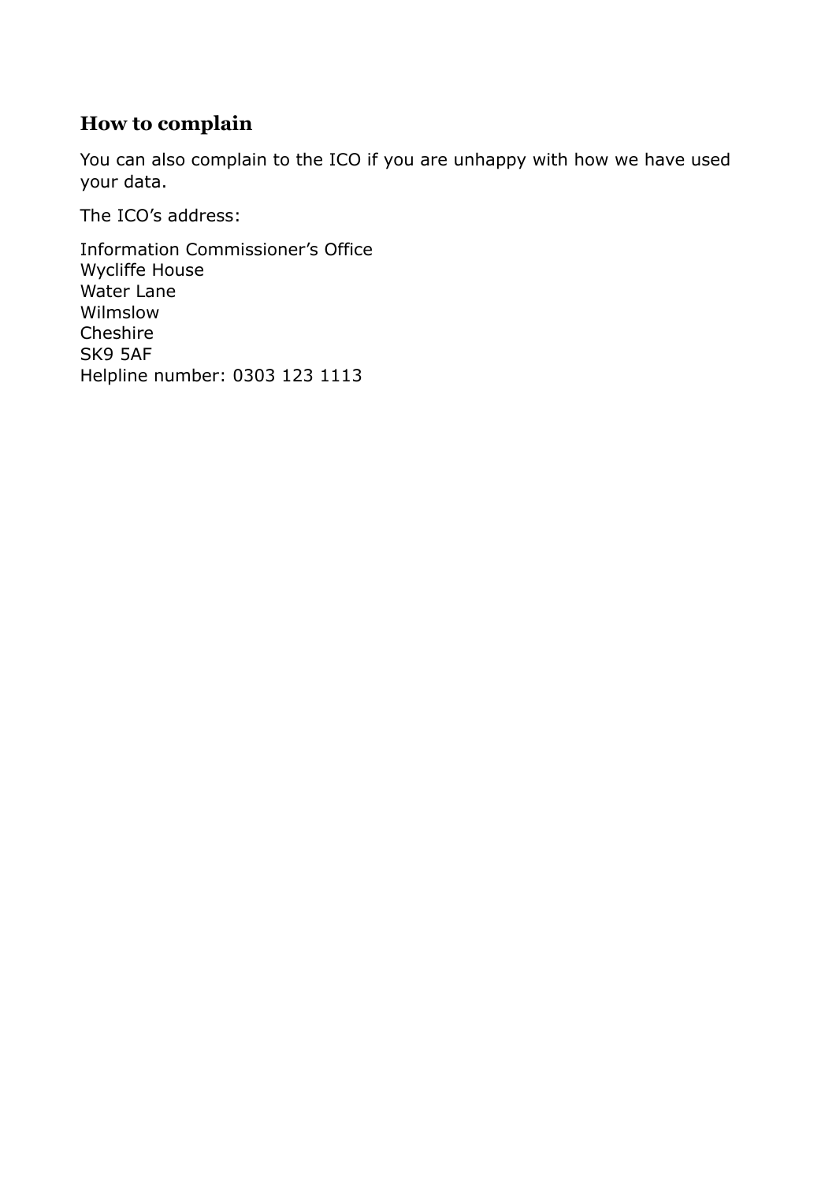## How to complain

You can also complain to the ICO if you are unhappy with how we have used your data.

The ICO’s address:

Information Commissioner’s Office
Wycliffe House
Water Lane
Wilmslow
Cheshire
SK9 5AF
Helpline number: 0303 123 1113